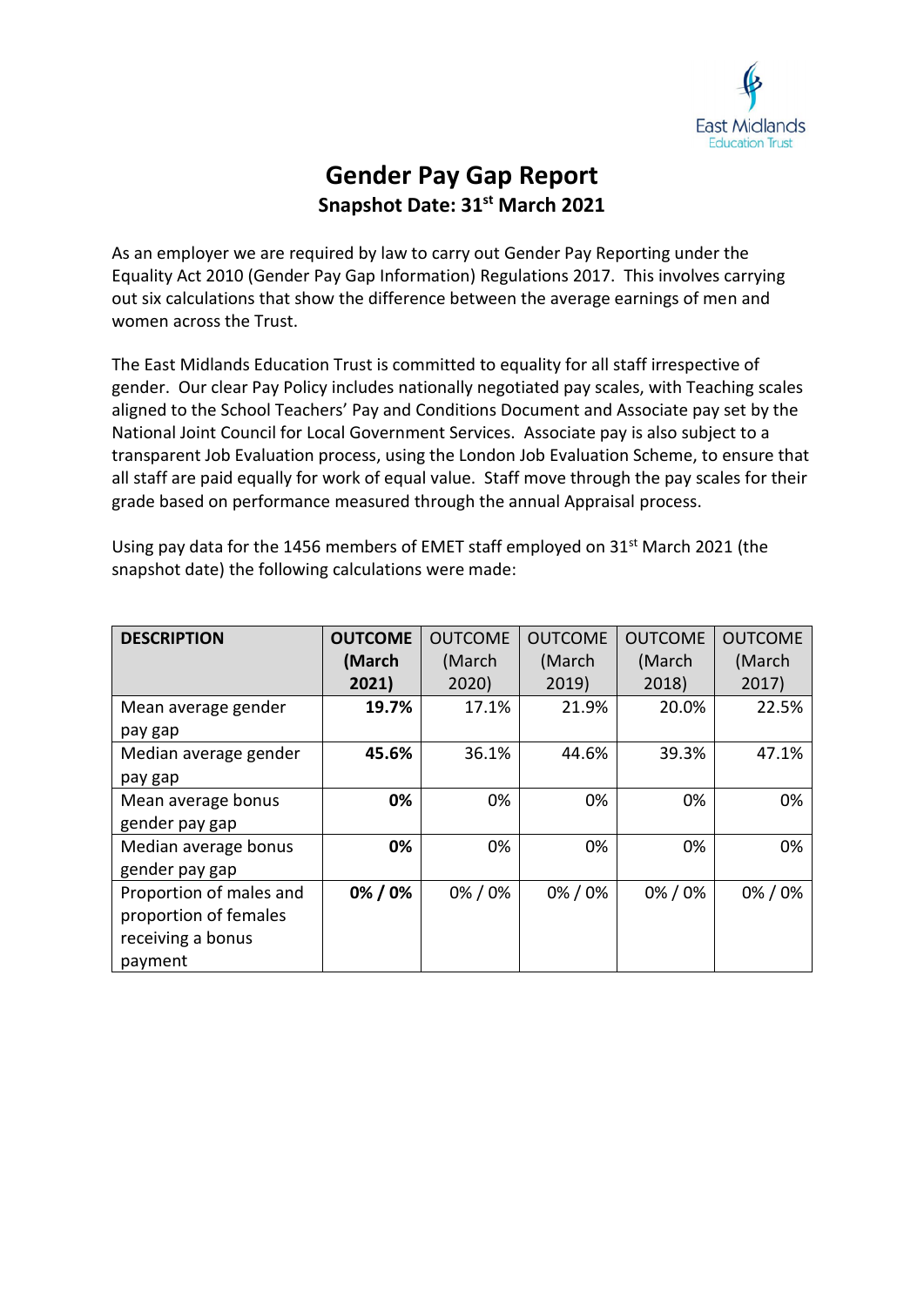# Gender Pay Gap Report

**Snapshot Date: 31st March 2021**

As an employer we are required by law to carry out Gender Pay Reporting under the Equality Act 2010 (Gender Pay Gap Information) Regulations 2017. This involves carrying out six calculations that show the difference between the average earnings of men and women across the Trust.

The East Midlands Education Trust is committed to equality for all staff irrespective of gender. Our clear Pay Policy includes nationally negotiated pay scales, with Teaching scales aligned to the School Teachers' Pay and Conditions Document and Associate pay set by the National Joint Council for Local Government Services. Associate pay is also subject to a transparent Job Evaluation process, using the London Job Evaluation Scheme, to ensure that all staff are paid equally for work of equal value. Staff move through the pay scales for their grade based on performance measured through the annual Appraisal process.

Using pay data for the 1456 members of EMET staff employed on 31st March 2021 (the snapshot date) the following calculations were made:

| **DESCRIPTION** | **OUTCOME (March 2021)** | OUTCOME (March 2020) | OUTCOME (March 2019) | OUTCOME (March 2018) | OUTCOME (March 2017) |
|---|---|---|---|---|---|
| Mean average gender pay gap | **19.7%** | 17.1% | 21.9% | 20.0% | 22.5% |
| Median average gender pay gap | **45.6%** | 36.1% | 44.6% | 39.3% | 47.1% |
| Mean average bonus gender pay gap | **0%** | 0% | 0% | 0% | 0% |
| Median average bonus gender pay gap | **0%** | 0% | 0% | 0% | 0% |
| Proportion of males and proportion of females receiving a bonus payment | **0% / 0%** | 0% / 0% | 0% / 0% | 0% / 0% | 0% / 0% |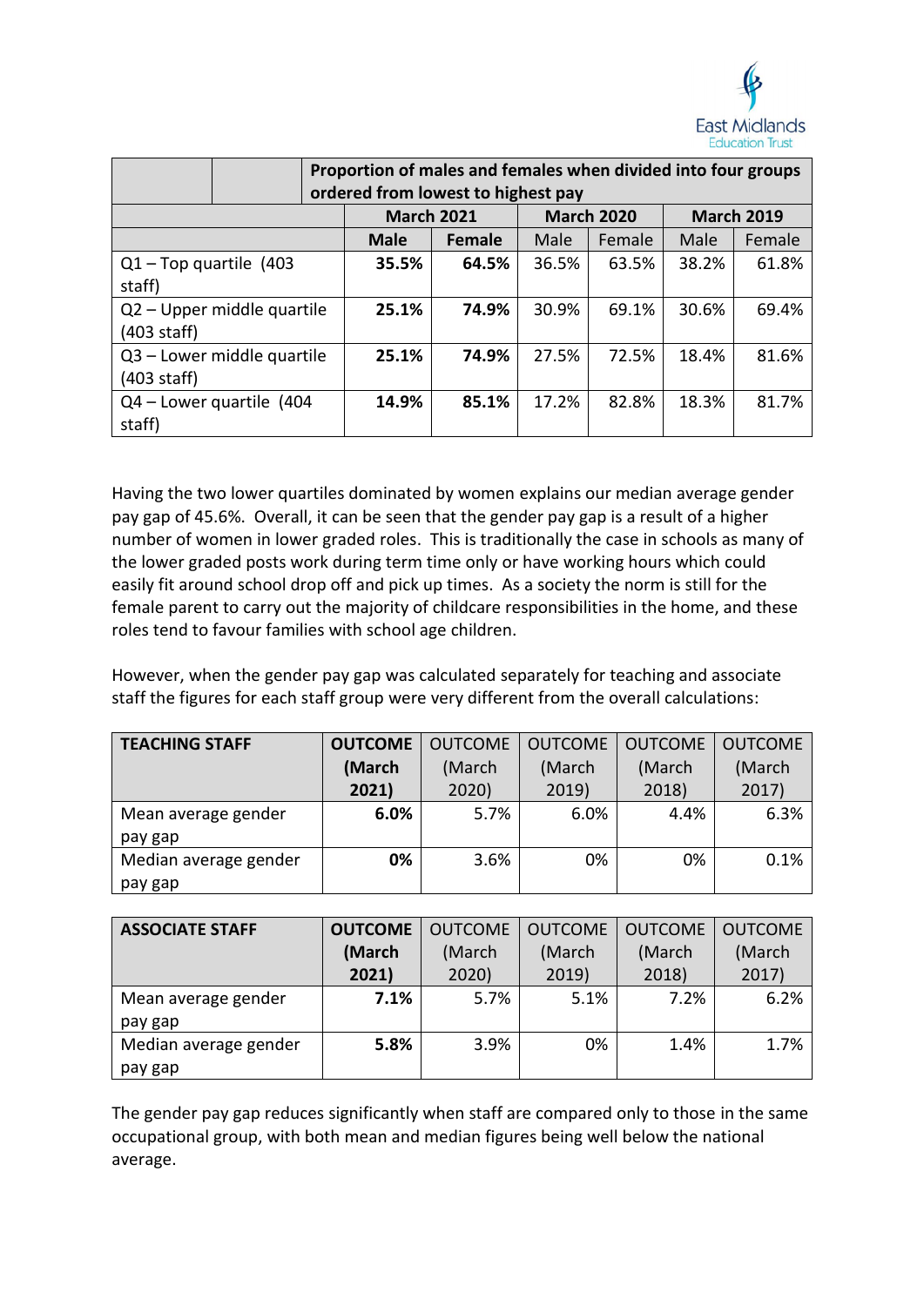| | | Proportion of males and females when divided into four groups ordered from lowest to highest pay | | | | |
|---|---|---|---|---|---|---|
| | **March 2021** | | **March 2020** | | **March 2019** | |
| | **Male** | **Female** | Male | Female | Male | Female |
| Q1 – Top quartile (403 staff) | **35.5%** | **64.5%** | 36.5% | 63.5% | 38.2% | 61.8% |
| Q2 – Upper middle quartile (403 staff) | **25.1%** | **74.9%** | 30.9% | 69.1% | 30.6% | 69.4% |
| Q3 – Lower middle quartile (403 staff) | **25.1%** | **74.9%** | 27.5% | 72.5% | 18.4% | 81.6% |
| Q4 – Lower quartile (404 staff) | **14.9%** | **85.1%** | 17.2% | 82.8% | 18.3% | 81.7% |

Having the two lower quartiles dominated by women explains our median average gender pay gap of 45.6%. Overall, it can be seen that the gender pay gap is a result of a higher number of women in lower graded roles. This is traditionally the case in schools as many of the lower graded posts work during term time only or have working hours which could easily fit around school drop off and pick up times. As a society the norm is still for the female parent to carry out the majority of childcare responsibilities in the home, and these roles tend to favour families with school age children.

However, when the gender pay gap was calculated separately for teaching and associate staff the figures for each staff group were very different from the overall calculations:

| **TEACHING STAFF** | **OUTCOME (March 2021)** | OUTCOME (March 2020) | OUTCOME (March 2019) | OUTCOME (March 2018) | OUTCOME (March 2017) |
|---|---|---|---|---|---|
| Mean average gender pay gap | **6.0%** | 5.7% | 6.0% | 4.4% | 6.3% |
| Median average gender pay gap | **0%** | 3.6% | 0% | 0% | 0.1% |

| **ASSOCIATE STAFF** | **OUTCOME (March 2021)** | OUTCOME (March 2020) | OUTCOME (March 2019) | OUTCOME (March 2018) | OUTCOME (March 2017) |
|---|---|---|---|---|---|
| Mean average gender pay gap | **7.1%** | 5.7% | 5.1% | 7.2% | 6.2% |
| Median average gender pay gap | **5.8%** | 3.9% | 0% | 1.4% | 1.7% |

The gender pay gap reduces significantly when staff are compared only to those in the same occupational group, with both mean and median figures being well below the national average.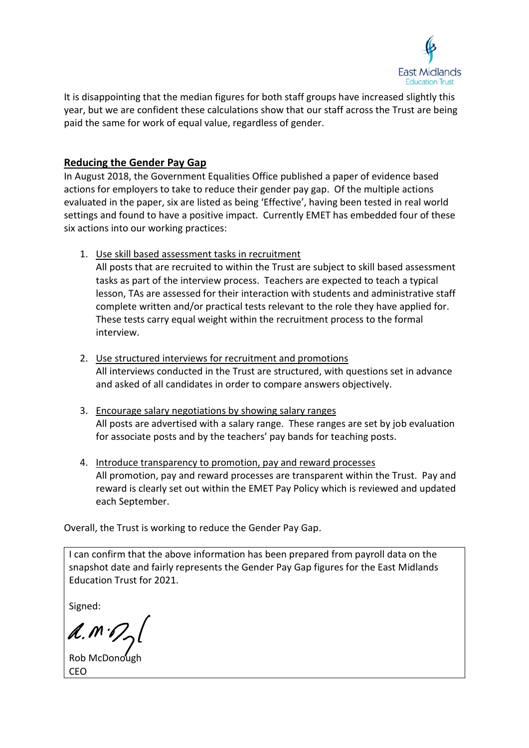It is disappointing that the median figures for both staff groups have increased slightly this year, but we are confident these calculations show that our staff across the Trust are being paid the same for work of equal value, regardless of gender.

## Reducing the Gender Pay Gap

In August 2018, the Government Equalities Office published a paper of evidence based actions for employers to take to reduce their gender pay gap. Of the multiple actions evaluated in the paper, six are listed as being 'Effective', having been tested in real world settings and found to have a positive impact. Currently EMET has embedded four of these six actions into our working practices:

1. Use skill based assessment tasks in recruitment
   All posts that are recruited to within the Trust are subject to skill based assessment tasks as part of the interview process. Teachers are expected to teach a typical lesson, TAs are assessed for their interaction with students and administrative staff complete written and/or practical tests relevant to the role they have applied for. These tests carry equal weight within the recruitment process to the formal interview.

2. Use structured interviews for recruitment and promotions
   All interviews conducted in the Trust are structured, with questions set in advance and asked of all candidates in order to compare answers objectively.

3. Encourage salary negotiations by showing salary ranges
   All posts are advertised with a salary range. These ranges are set by job evaluation for associate posts and by the teachers' pay bands for teaching posts.

4. Introduce transparency to promotion, pay and reward processes
   All promotion, pay and reward processes are transparent within the Trust. Pay and reward is clearly set out within the EMET Pay Policy which is reviewed and updated each September.

Overall, the Trust is working to reduce the Gender Pay Gap.

I can confirm that the above information has been prepared from payroll data on the snapshot date and fairly represents the Gender Pay Gap figures for the East Midlands Education Trust for 2021.

Signed:

Rob McDonough
CEO